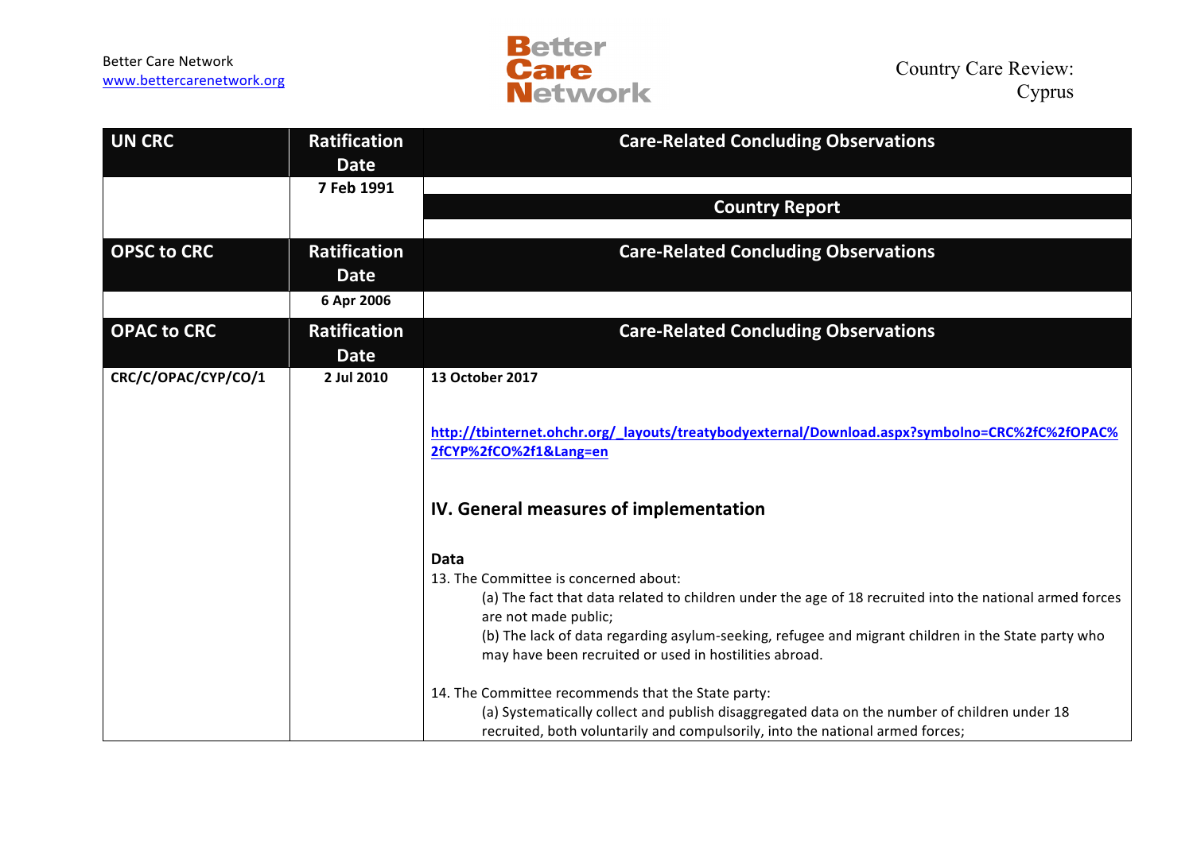Better Care Network
www.bettercarenetwork.org

Country Care Review: Cyprus

| UN CRC | Ratification Date | Care-Related Concluding Observations |
|---|---|---|
| | 7 Feb 1991 | |
| | | **Country Report** |
| | | |
| **OPSC to CRC** | **Ratification Date** | **Care-Related Concluding Observations** |
| | 6 Apr 2006 | |
| **OPAC to CRC** | **Ratification Date** | **Care-Related Concluding Observations** |
| CRC/C/OPAC/CYP/CO/1 | 2 Jul 2010 | **13 October 2017**<br><br>http://tbinternet.ohchr.org/_layouts/treatybodyexternal/Download.aspx?symbolno=CRC%2fC%2fOPAC%2fCYP%2fCO%2f1&Lang=en<br><br>**IV. General measures of implementation**<br><br>**Data**<br>13. The Committee is concerned about:<br>(a) The fact that data related to children under the age of 18 recruited into the national armed forces are not made public;<br>(b) The lack of data regarding asylum-seeking, refugee and migrant children in the State party who may have been recruited or used in hostilities abroad.<br><br>14. The Committee recommends that the State party:<br>(a) Systematically collect and publish disaggregated data on the number of children under 18 recruited, both voluntarily and compulsorily, into the national armed forces; |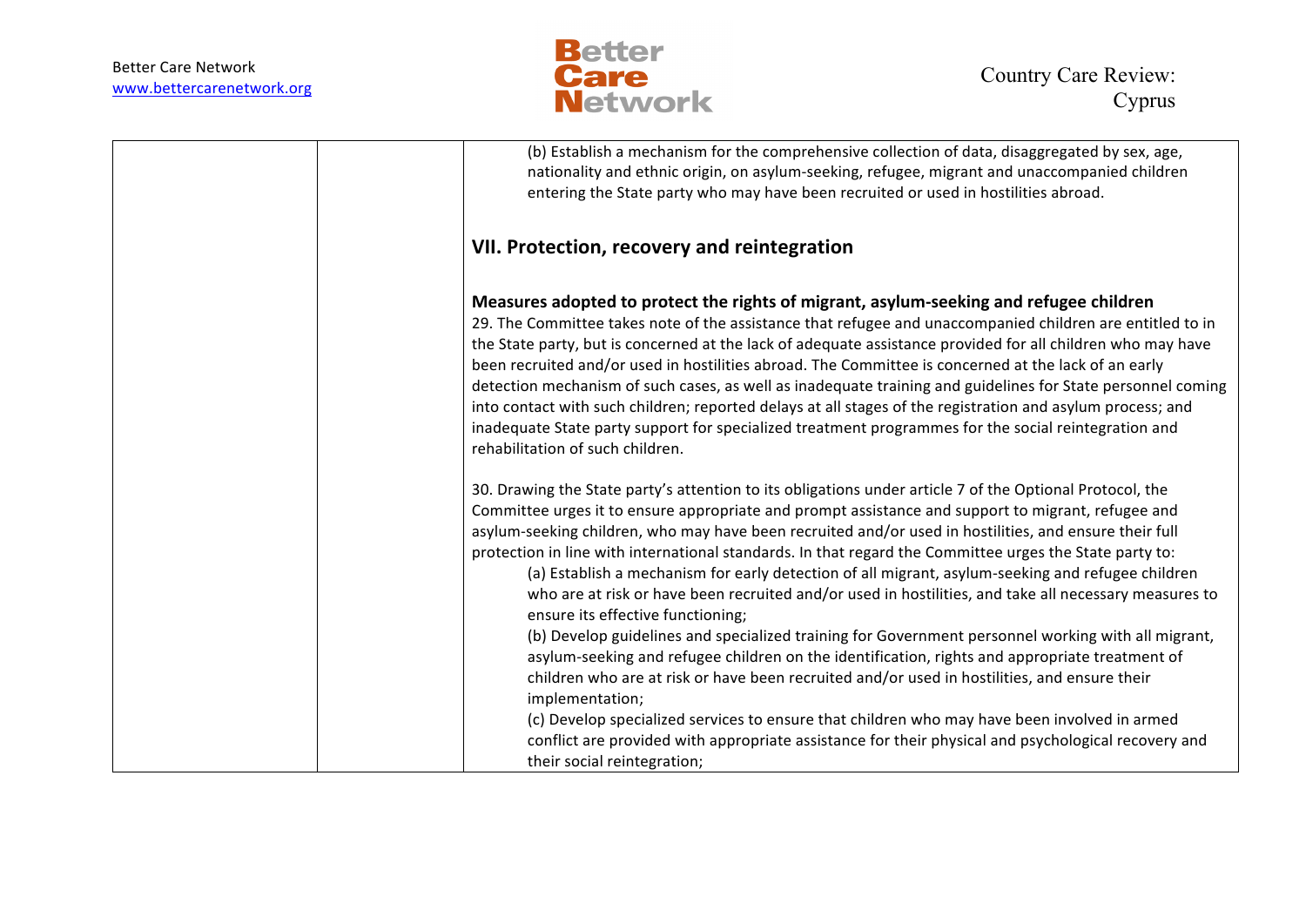| | | |
|---|---|---|
| | | (b) Establish a mechanism for the comprehensive collection of data, disaggregated by sex, age, nationality and ethnic origin, on asylum-seeking, refugee, migrant and unaccompanied children entering the State party who may have been recruited or used in hostilities abroad.<br><br>**VII. Protection, recovery and reintegration**<br><br>**Measures adopted to protect the rights of migrant, asylum-seeking and refugee children**<br>29. The Committee takes note of the assistance that refugee and unaccompanied children are entitled to in the State party, but is concerned at the lack of adequate assistance provided for all children who may have been recruited and/or used in hostilities abroad. The Committee is concerned at the lack of an early detection mechanism of such cases, as well as inadequate training and guidelines for State personnel coming into contact with such children; reported delays at all stages of the registration and asylum process; and inadequate State party support for specialized treatment programmes for the social reintegration and rehabilitation of such children.<br><br>30. Drawing the State party's attention to its obligations under article 7 of the Optional Protocol, the Committee urges it to ensure appropriate and prompt assistance and support to migrant, refugee and asylum-seeking children, who may have been recruited and/or used in hostilities, and ensure their full protection in line with international standards. In that regard the Committee urges the State party to:<br>(a) Establish a mechanism for early detection of all migrant, asylum-seeking and refugee children who are at risk or have been recruited and/or used in hostilities, and take all necessary measures to ensure its effective functioning;<br>(b) Develop guidelines and specialized training for Government personnel working with all migrant, asylum-seeking and refugee children on the identification, rights and appropriate treatment of children who are at risk or have been recruited and/or used in hostilities, and ensure their implementation;<br>(c) Develop specialized services to ensure that children who may have been involved in armed conflict are provided with appropriate assistance for their physical and psychological recovery and their social reintegration; |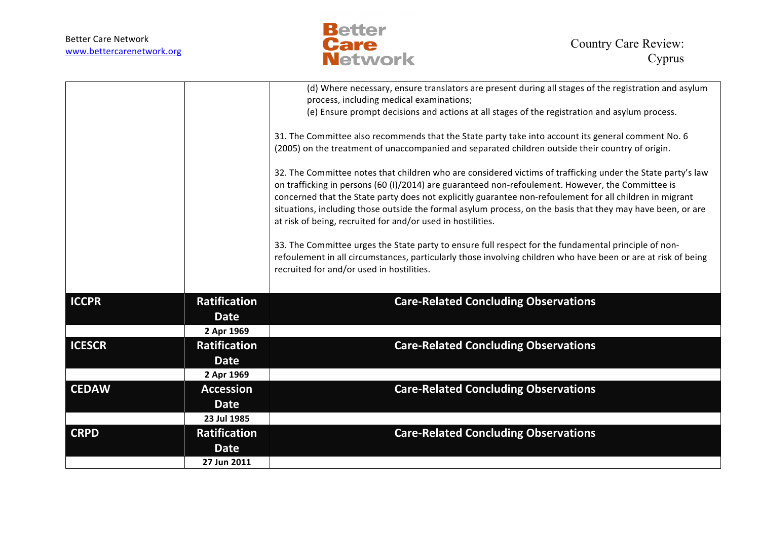| | | |
|---|---|---|
| | | (d) Where necessary, ensure translators are present during all stages of the registration and asylum process, including medical examinations;<br>(e) Ensure prompt decisions and actions at all stages of the registration and asylum process.<br><br>31. The Committee also recommends that the State party take into account its general comment No. 6 (2005) on the treatment of unaccompanied and separated children outside their country of origin.<br><br>32. The Committee notes that children who are considered victims of trafficking under the State party's law on trafficking in persons (60 (I)/2014) are guaranteed non-refoulement. However, the Committee is concerned that the State party does not explicitly guarantee non-refoulement for all children in migrant situations, including those outside the formal asylum process, on the basis that they may have been, or are at risk of being, recruited for and/or used in hostilities.<br><br>33. The Committee urges the State party to ensure full respect for the fundamental principle of non-refoulement in all circumstances, particularly those involving children who have been or are at risk of being recruited for and/or used in hostilities. |
| **ICCPR** | **Ratification Date** | **Care-Related Concluding Observations** |
| | **2 Apr 1969** | |
| **ICESCR** | **Ratification Date** | **Care-Related Concluding Observations** |
| | **2 Apr 1969** | |
| **CEDAW** | **Accession Date** | **Care-Related Concluding Observations** |
| | **23 Jul 1985** | |
| **CRPD** | **Ratification Date** | **Care-Related Concluding Observations** |
| | **27 Jun 2011** | |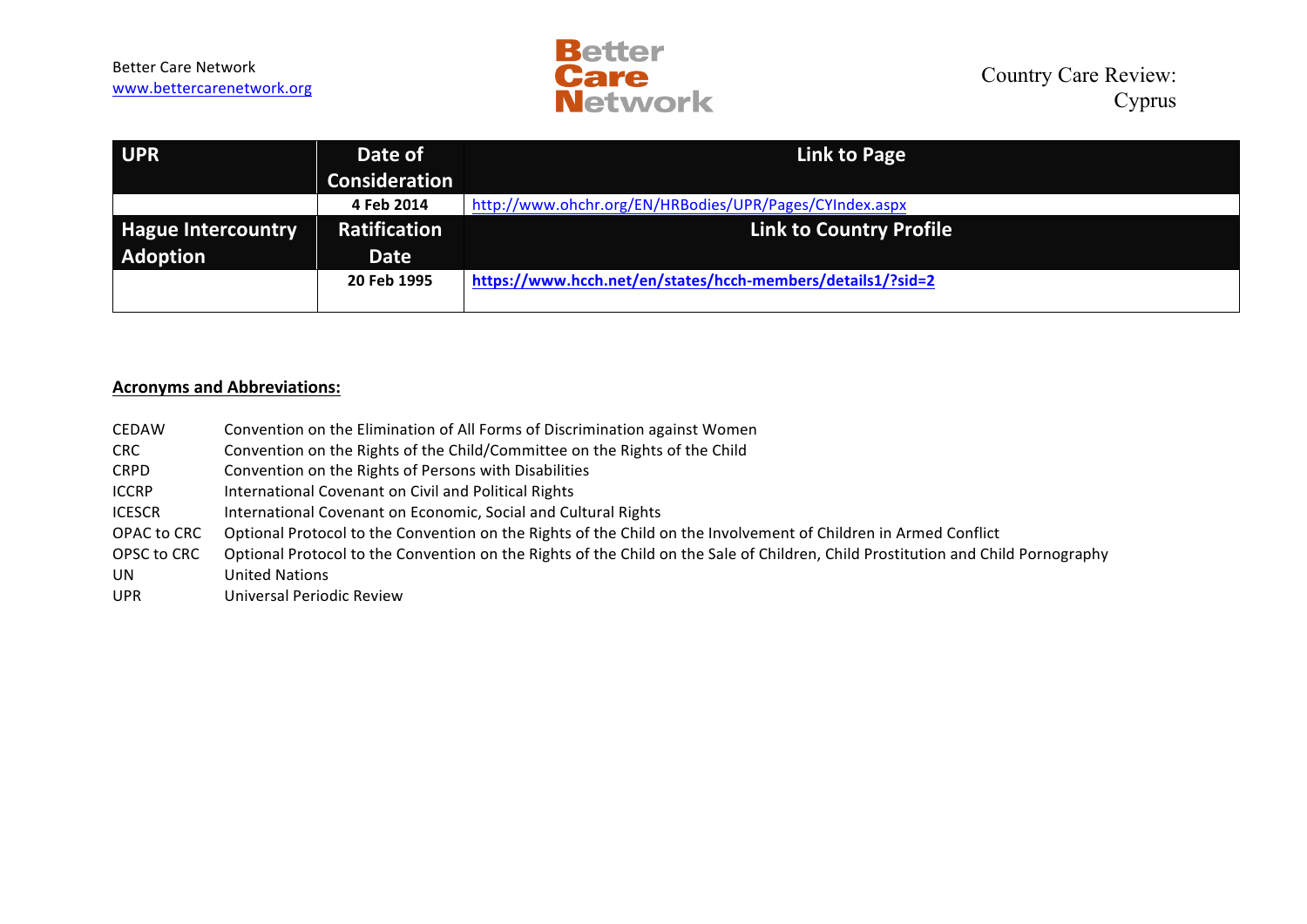| UPR | Date of Consideration | Link to Page |
|---|---|---|
| | 4 Feb 2014 | http://www.ohchr.org/EN/HRBodies/UPR/Pages/CYIndex.aspx |
| **Hague Intercountry Adoption** | **Ratification Date** | **Link to Country Profile** |
| | 20 Feb 1995 | **https://www.hcch.net/en/states/hcch-members/details1/?sid=2** |

**Acronyms and Abbreviations:**

| | |
|---|---|
| CEDAW | Convention on the Elimination of All Forms of Discrimination against Women |
| CRC | Convention on the Rights of the Child/Committee on the Rights of the Child |
| CRPD | Convention on the Rights of Persons with Disabilities |
| ICCRP | International Covenant on Civil and Political Rights |
| ICESCR | International Covenant on Economic, Social and Cultural Rights |
| OPAC to CRC | Optional Protocol to the Convention on the Rights of the Child on the Involvement of Children in Armed Conflict |
| OPSC to CRC | Optional Protocol to the Convention on the Rights of the Child on the Sale of Children, Child Prostitution and Child Pornography |
| UN | United Nations |
| UPR | Universal Periodic Review |